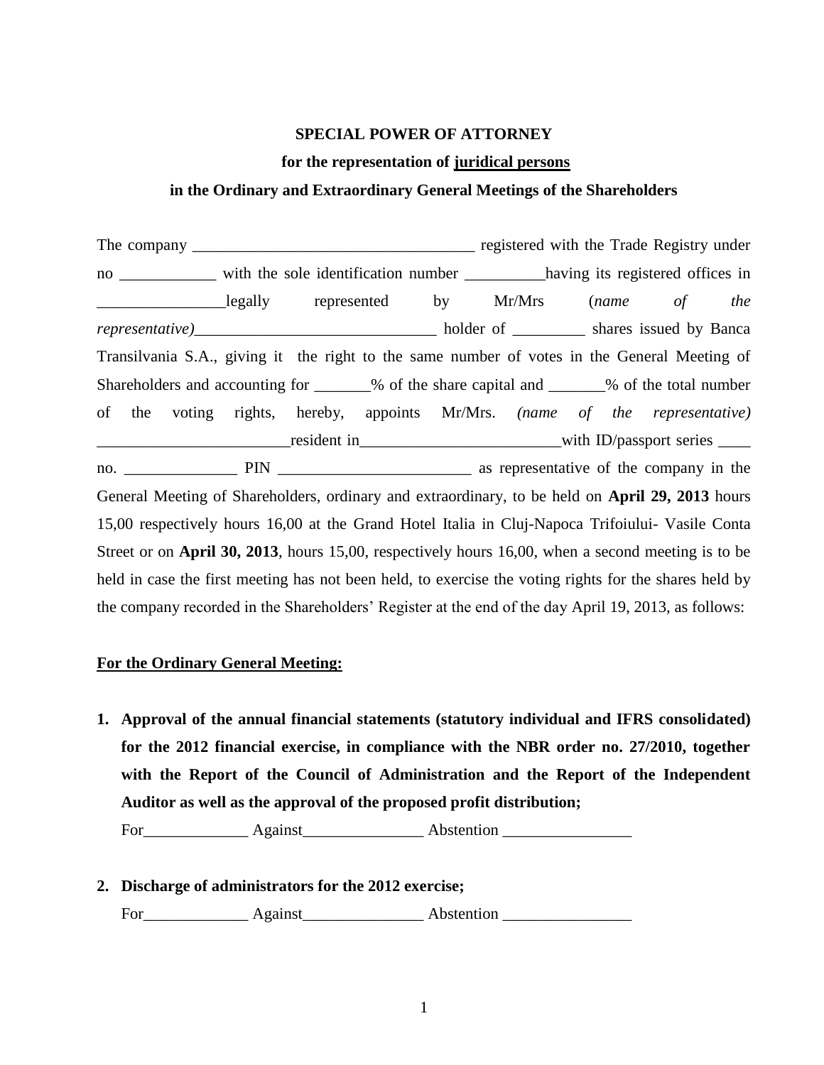**SPECIAL POWER OF ATTORNEY**

**for the representation of juridical persons**

**in the Ordinary and Extraordinary General Meetings of the Shareholders**

The company ___________________________________ registered with the Trade Registry under no ____________ with the sole identification number __________having its registered offices in ________________legally represented by Mr/Mrs (*name of the representative)*______________________________ holder of _________ shares issued by Banca Transilvania S.A., giving it the right to the same number of votes in the General Meeting of Shareholders and accounting for _______% of the share capital and _______% of the total number of the voting rights, hereby, appoints Mr/Mrs. *(name of the representative)* ________________________resident in_________________________with ID/passport series ____ no. ______________ PIN ________________________ as representative of the company in the General Meeting of Shareholders, ordinary and extraordinary, to be held on **April 29, 2013** hours 15,00 respectively hours 16,00 at the Grand Hotel Italia in Cluj-Napoca Trifoiului- Vasile Conta Street or on **April 30, 2013**, hours 15,00, respectively hours 16,00, when a second meeting is to be held in case the first meeting has not been held, to exercise the voting rights for the shares held by the company recorded in the Shareholders' Register at the end of the day April 19, 2013, as follows:

**For the Ordinary General Meeting:**

1. **Approval of the annual financial statements (statutory individual and IFRS consolidated) for the 2012 financial exercise, in compliance with the NBR order no. 27/2010, together with the Report of the Council of Administration and the Report of the Independent Auditor as well as the approval of the proposed profit distribution;**

   For_____________ Against_______________ Abstention ________________

2. **Discharge of administrators for the 2012 exercise;**

   For_____________ Against_______________ Abstention ________________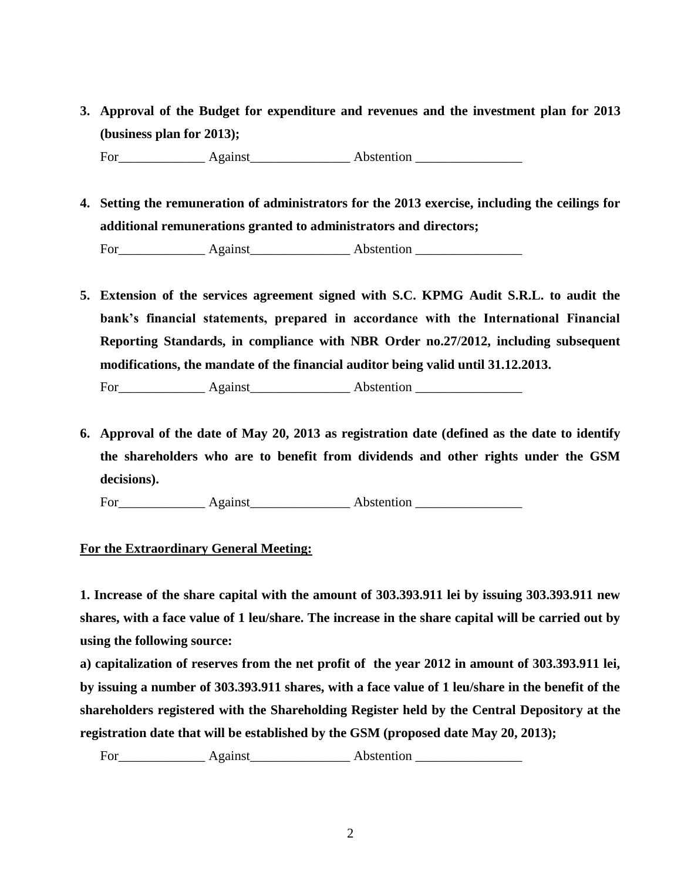3. **Approval of the Budget for expenditure and revenues and the investment plan for 2013 (business plan for 2013);**

   For_____________ Against_______________ Abstention ________________

4. **Setting the remuneration of administrators for the 2013 exercise, including the ceilings for additional remunerations granted to administrators and directors;**

   For_____________ Against_______________ Abstention ________________

5. **Extension of the services agreement signed with S.C. KPMG Audit S.R.L. to audit the bank's financial statements, prepared in accordance with the International Financial Reporting Standards, in compliance with NBR Order no.27/2012, including subsequent modifications, the mandate of the financial auditor being valid until 31.12.2013.**

   For_____________ Against_______________ Abstention ________________

6. **Approval of the date of May 20, 2013 as registration date (defined as the date to identify the shareholders who are to benefit from dividends and other rights under the GSM decisions).**

   For_____________ Against_______________ Abstention ________________

**<u>For the Extraordinary General Meeting:</u>**

**1. Increase of the share capital with the amount of 303.393.911 lei by issuing 303.393.911 new shares, with a face value of 1 leu/share. The increase in the share capital will be carried out by using the following source:**

**a) capitalization of reserves from the net profit of the year 2012 in amount of 303.393.911 lei, by issuing a number of 303.393.911 shares, with a face value of 1 leu/share in the benefit of the shareholders registered with the Shareholding Register held by the Central Depository at the registration date that will be established by the GSM (proposed date May 20, 2013);**

For_____________ Against_______________ Abstention ________________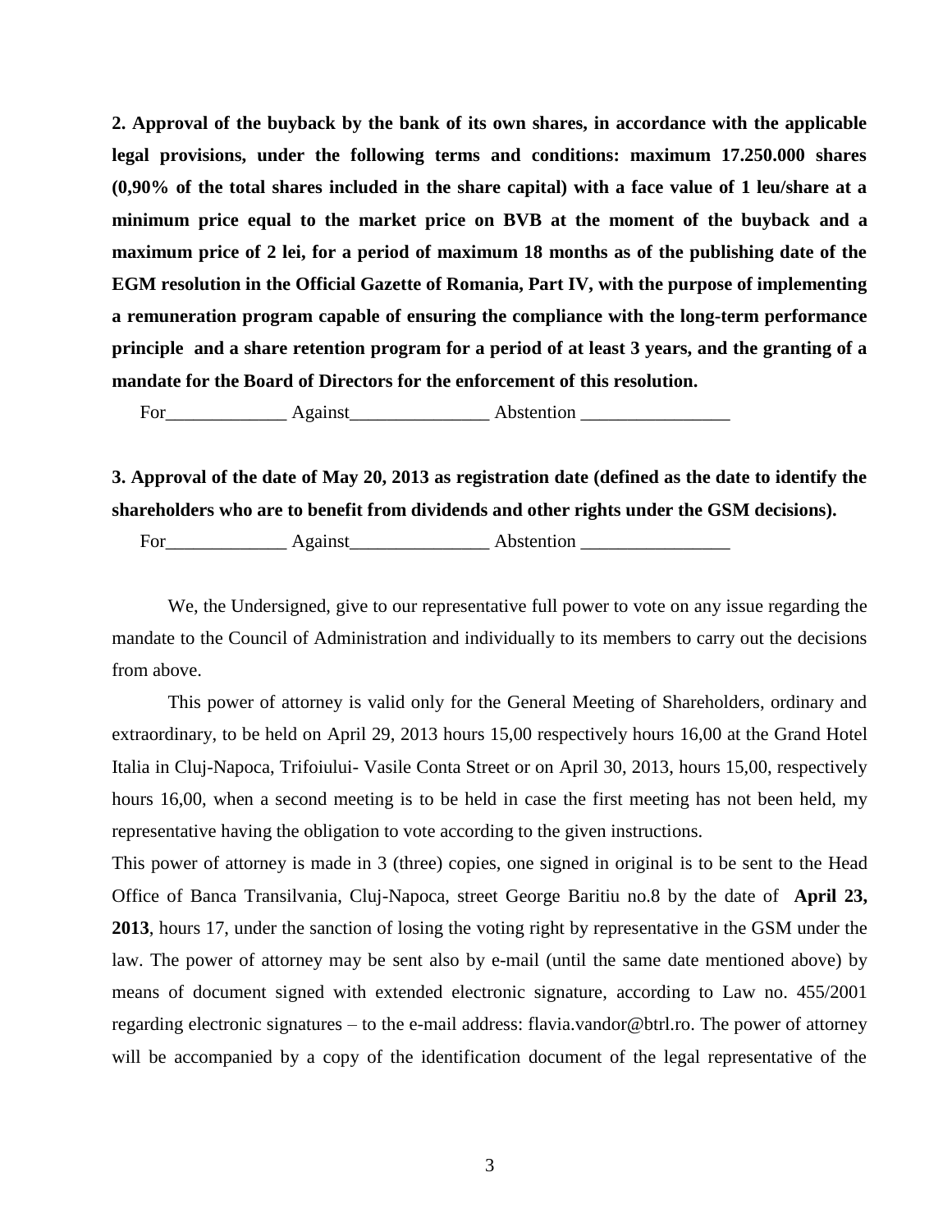**2. Approval of the buyback by the bank of its own shares, in accordance with the applicable legal provisions, under the following terms and conditions: maximum 17.250.000 shares (0,90% of the total shares included in the share capital) with a face value of 1 leu/share at a minimum price equal to the market price on BVB at the moment of the buyback and a maximum price of 2 lei, for a period of maximum 18 months as of the publishing date of the EGM resolution in the Official Gazette of Romania, Part IV, with the purpose of implementing a remuneration program capable of ensuring the compliance with the long-term performance principle and a share retention program for a period of at least 3 years, and the granting of a mandate for the Board of Directors for the enforcement of this resolution.**

For_____________ Against_______________ Abstention ________________

**3. Approval of the date of May 20, 2013 as registration date (defined as the date to identify the shareholders who are to benefit from dividends and other rights under the GSM decisions).**

For_____________ Against_______________ Abstention ________________

We, the Undersigned, give to our representative full power to vote on any issue regarding the mandate to the Council of Administration and individually to its members to carry out the decisions from above.

This power of attorney is valid only for the General Meeting of Shareholders, ordinary and extraordinary, to be held on April 29, 2013 hours 15,00 respectively hours 16,00 at the Grand Hotel Italia in Cluj-Napoca, Trifoiului- Vasile Conta Street or on April 30, 2013, hours 15,00, respectively hours 16,00, when a second meeting is to be held in case the first meeting has not been held, my representative having the obligation to vote according to the given instructions.

This power of attorney is made in 3 (three) copies, one signed in original is to be sent to the Head Office of Banca Transilvania, Cluj-Napoca, street George Baritiu no.8 by the date of **April 23, 2013**, hours 17, under the sanction of losing the voting right by representative in the GSM under the law. The power of attorney may be sent also by e-mail (until the same date mentioned above) by means of document signed with extended electronic signature, according to Law no. 455/2001 regarding electronic signatures – to the e-mail address: flavia.vandor@btrl.ro. The power of attorney will be accompanied by a copy of the identification document of the legal representative of the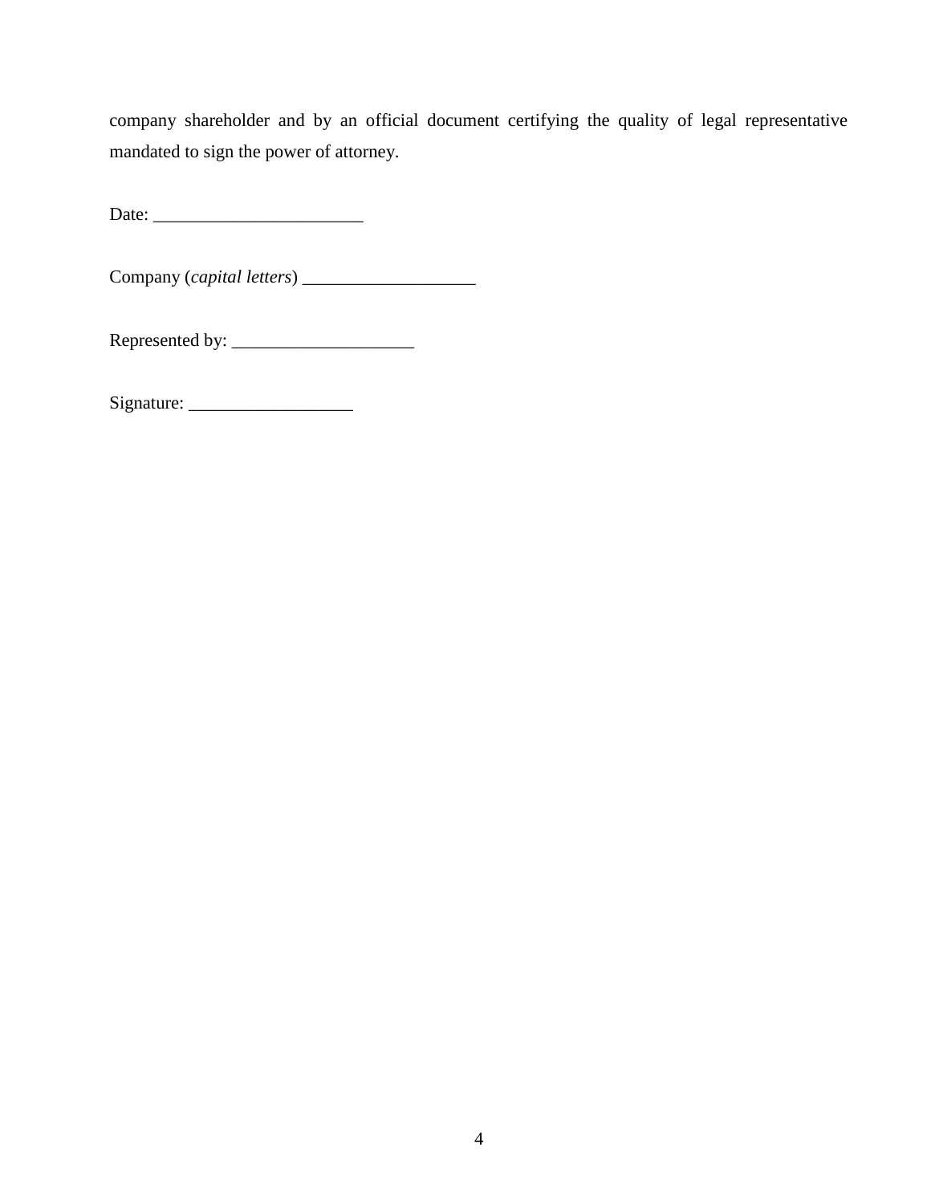company shareholder and by an official document certifying the quality of legal representative mandated to sign the power of attorney.

Date: _______________________

Company (*capital letters*) ___________________

Represented by: ____________________

Signature: __________________